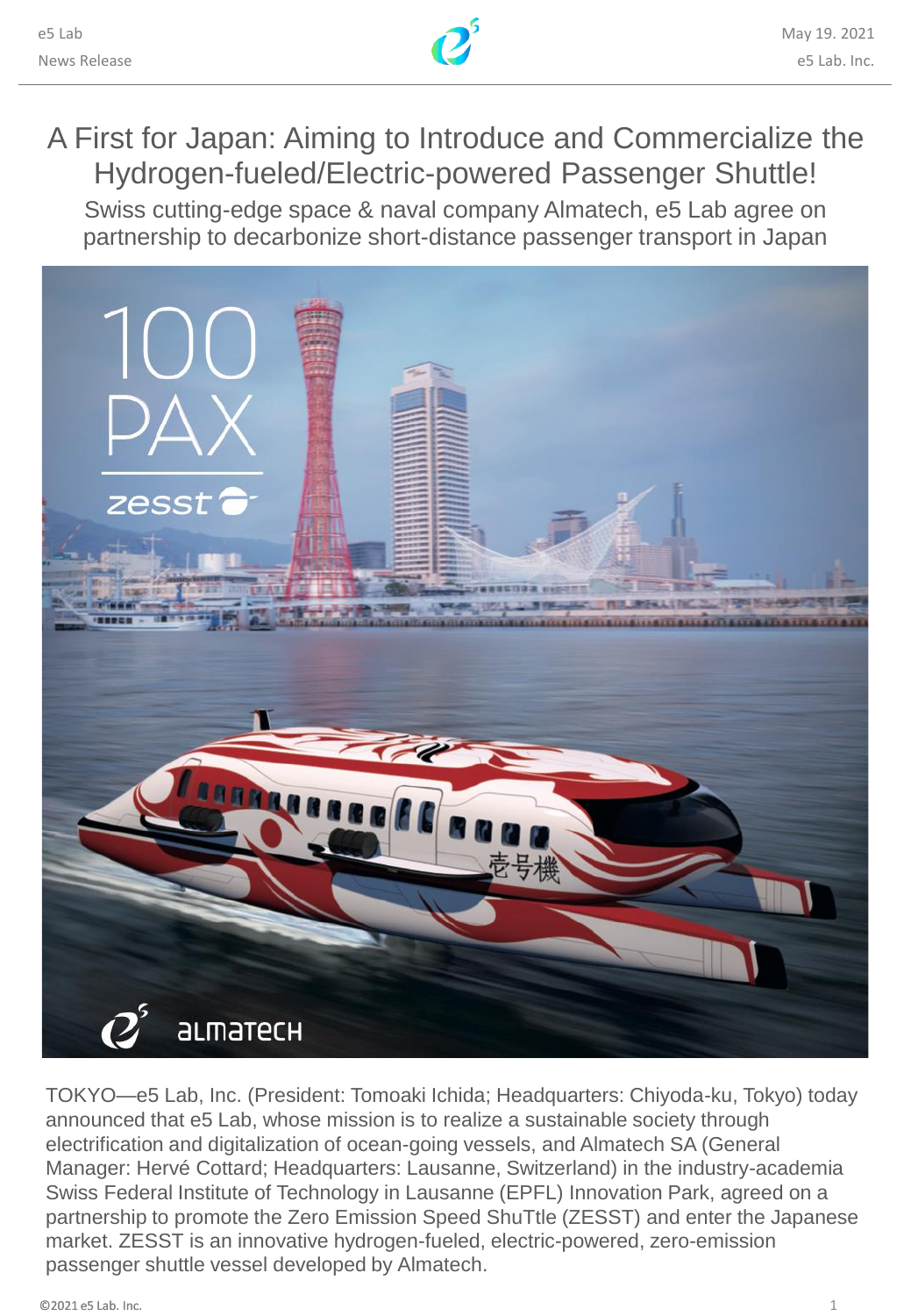e5 Lab
News Release

May 19. 2021
e5 Lab. Inc.

# A First for Japan: Aiming to Introduce and Commercialize the Hydrogen-fueled/Electric-powered Passenger Shuttle!

## Swiss cutting-edge space & naval company Almatech, e5 Lab agree on partnership to decarbonize short-distance passenger transport in Japan

TOKYO—e5 Lab, Inc. (President: Tomoaki Ichida; Headquarters: Chiyoda-ku, Tokyo) today announced that e5 Lab, whose mission is to realize a sustainable society through electrification and digitalization of ocean-going vessels, and Almatech SA (General Manager: Hervé Cottard; Headquarters: Lausanne, Switzerland) in the industry-academia Swiss Federal Institute of Technology in Lausanne (EPFL) Innovation Park, agreed on a partnership to promote the Zero Emission Speed ShuTtle (ZESST) and enter the Japanese market. ZESST is an innovative hydrogen-fueled, electric-powered, zero-emission passenger shuttle vessel developed by Almatech.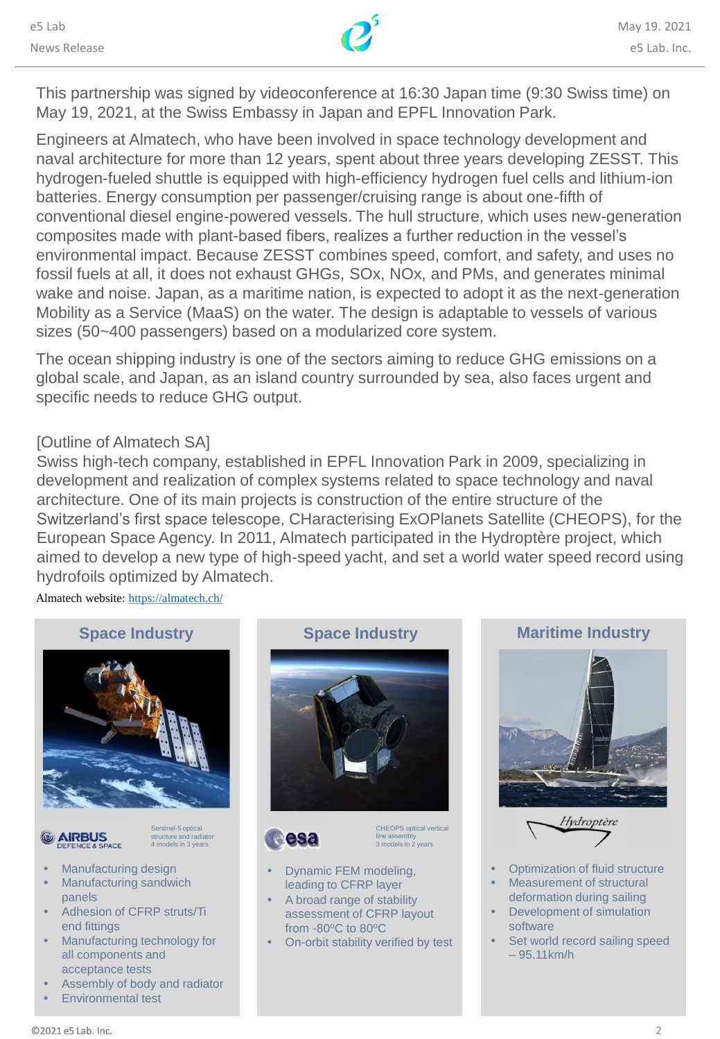This partnership was signed by videoconference at 16:30 Japan time (9:30 Swiss time) on May 19, 2021, at the Swiss Embassy in Japan and EPFL Innovation Park.

Engineers at Almatech, who have been involved in space technology development and naval architecture for more than 12 years, spent about three years developing ZESST. This hydrogen-fueled shuttle is equipped with high-efficiency hydrogen fuel cells and lithium-ion batteries. Energy consumption per passenger/cruising range is about one-fifth of conventional diesel engine-powered vessels. The hull structure, which uses new-generation composites made with plant-based fibers, realizes a further reduction in the vessel's environmental impact. Because ZESST combines speed, comfort, and safety, and uses no fossil fuels at all, it does not exhaust GHGs, SOx, NOx, and PMs, and generates minimal wake and noise. Japan, as a maritime nation, is expected to adopt it as the next-generation Mobility as a Service (MaaS) on the water. The design is adaptable to vessels of various sizes (50~400 passengers) based on a modularized core system.

The ocean shipping industry is one of the sectors aiming to reduce GHG emissions on a global scale, and Japan, as an island country surrounded by sea, also faces urgent and specific needs to reduce GHG output.

[Outline of Almatech SA]
Swiss high-tech company, established in EPFL Innovation Park in 2009, specializing in development and realization of complex systems related to space technology and naval architecture. One of its main projects is construction of the entire structure of the Switzerland's first space telescope, CHaracterising ExOPlanets Satellite (CHEOPS), for the European Space Agency. In 2011, Almatech participated in the Hydroptère project, which aimed to develop a new type of high-speed yacht, and set a world water speed record using hydrofoils optimized by Almatech.

Almatech website: https://almatech.ch/

### Space Industry

AIRBUS DEFENCE & SPACE

Sentinel-5 optical structure and radiator
4 models in 3 years

- Manufacturing design
- Manufacturing sandwich panels
- Adhesion of CFRP struts/Ti end fittings
- Manufacturing technology for all components and acceptance tests
- Assembly of body and radiator
- Environmental test

### Space Industry

esa

CHEOPS optical vertical line assembly
3 models in 2 years

- Dynamic FEM modeling, leading to CFRP layer
- A broad range of stability assessment of CFRP layout from -80ºC to 80ºC
- On-orbit stability verified by test

### Maritime Industry

Hydroptère

- Optimization of fluid structure
- Measurement of structural deformation during sailing
- Development of simulation software
- Set world record sailing speed – 95.11km/h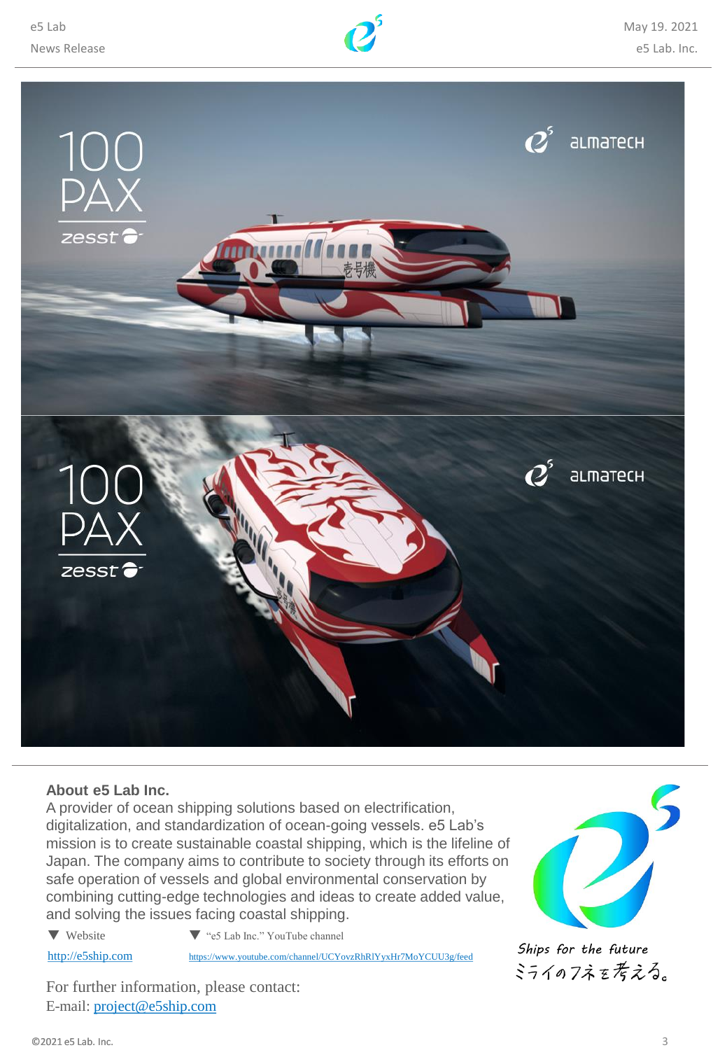## About e5 Lab Inc.

A provider of ocean shipping solutions based on electrification, digitalization, and standardization of ocean-going vessels. e5 Lab's mission is to create sustainable coastal shipping, which is the lifeline of Japan. The company aims to contribute to society through its efforts on safe operation of vessels and global environmental conservation by combining cutting-edge technologies and ideas to create added value, and solving the issues facing coastal shipping.

▼ Website

http://e5ship.com

▼ "e5 Lab Inc." YouTube channel

https://www.youtube.com/channel/UCYovzRhRlYyxHr7MoYCUU3g/feed

For further information, please contact:
E-mail: project@e5ship.com

*Ships for the future*
ミライのフネを考える。